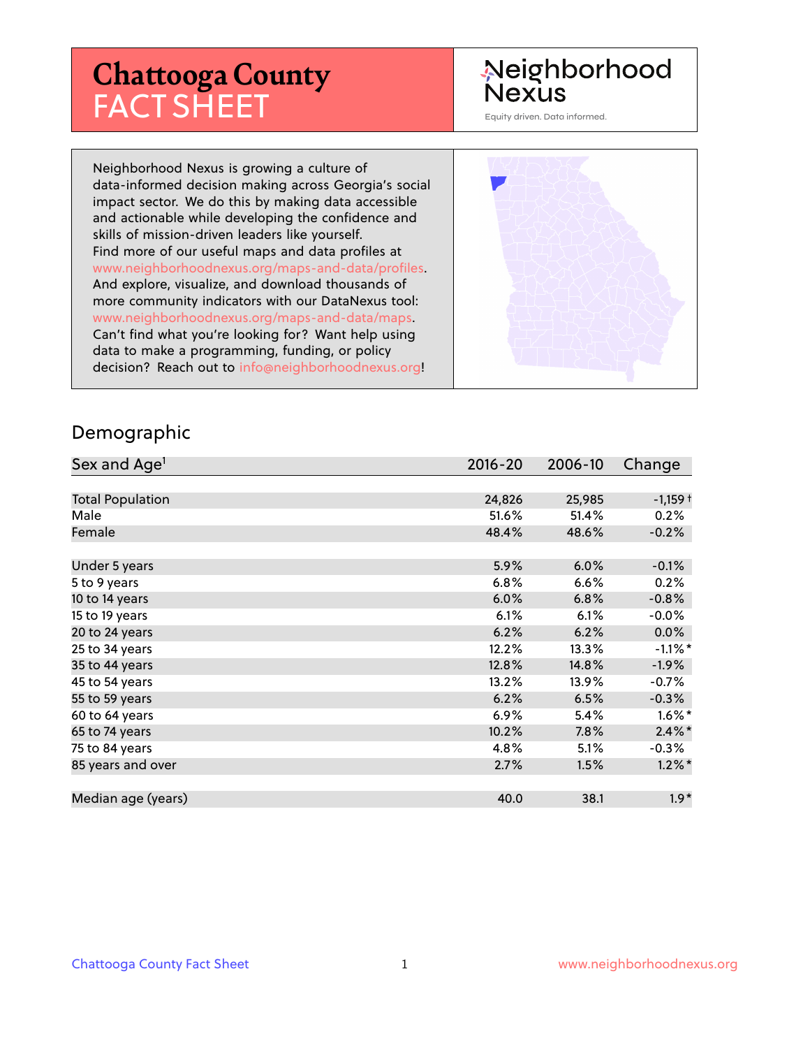# Chattooga County FACT SHEET

Neighborhood Nexus

Equity driven. Data informed.

Neighborhood Nexus is growing a culture of data-informed decision making across Georgia's social impact sector. We do this by making data accessible and actionable while developing the confidence and skills of mission-driven leaders like yourself. Find more of our useful maps and data profiles at www.neighborhoodnexus.org/maps-and-data/profiles. And explore, visualize, and download thousands of more community indicators with our DataNexus tool: www.neighborhoodnexus.org/maps-and-data/maps. Can't find what you're looking for? Want help using data to make a programming, funding, or policy decision? Reach out to info@neighborhoodnexus.org!

## Demographic

| Sex and Age[1] | 2016-20 | 2006-10 | Change |
|---|---|---|---|
| Total Population | 24,826 | 25,985 | -1,159 † |
| Male | 51.6% | 51.4% | 0.2% |
| Female | 48.4% | 48.6% | -0.2% |
| Under 5 years | 5.9% | 6.0% | -0.1% |
| 5 to 9 years | 6.8% | 6.6% | 0.2% |
| 10 to 14 years | 6.0% | 6.8% | -0.8% |
| 15 to 19 years | 6.1% | 6.1% | -0.0% |
| 20 to 24 years | 6.2% | 6.2% | 0.0% |
| 25 to 34 years | 12.2% | 13.3% | -1.1% * |
| 35 to 44 years | 12.8% | 14.8% | -1.9% |
| 45 to 54 years | 13.2% | 13.9% | -0.7% |
| 55 to 59 years | 6.2% | 6.5% | -0.3% |
| 60 to 64 years | 6.9% | 5.4% | 1.6% * |
| 65 to 74 years | 10.2% | 7.8% | 2.4% * |
| 75 to 84 years | 4.8% | 5.1% | -0.3% |
| 85 years and over | 2.7% | 1.5% | 1.2% * |
| Median age (years) | 40.0 | 38.1 | 1.9 * |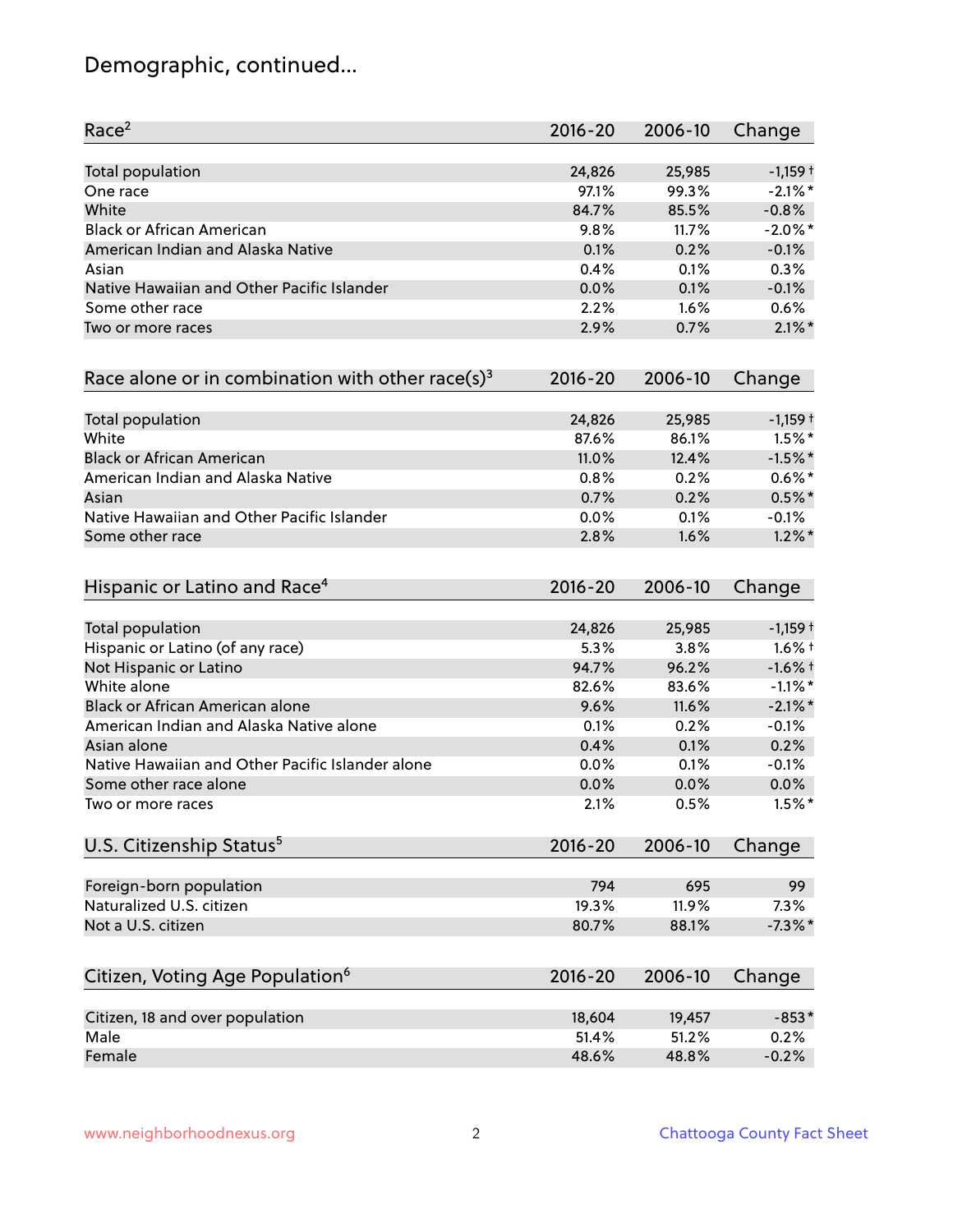# Demographic, continued...

| Race[2] | 2016-20 | 2006-10 | Change |
|---|---|---|---|
| Total population | 24,826 | 25,985 | -1,159 † |
| One race | 97.1% | 99.3% | -2.1% * |
| White | 84.7% | 85.5% | -0.8% |
| Black or African American | 9.8% | 11.7% | -2.0% * |
| American Indian and Alaska Native | 0.1% | 0.2% | -0.1% |
| Asian | 0.4% | 0.1% | 0.3% |
| Native Hawaiian and Other Pacific Islander | 0.0% | 0.1% | -0.1% |
| Some other race | 2.2% | 1.6% | 0.6% |
| Two or more races | 2.9% | 0.7% | 2.1% * |

| Race alone or in combination with other race(s)[3] | 2016-20 | 2006-10 | Change |
|---|---|---|---|
| Total population | 24,826 | 25,985 | -1,159 † |
| White | 87.6% | 86.1% | 1.5% * |
| Black or African American | 11.0% | 12.4% | -1.5% * |
| American Indian and Alaska Native | 0.8% | 0.2% | 0.6% * |
| Asian | 0.7% | 0.2% | 0.5% * |
| Native Hawaiian and Other Pacific Islander | 0.0% | 0.1% | -0.1% |
| Some other race | 2.8% | 1.6% | 1.2% * |

| Hispanic or Latino and Race[4] | 2016-20 | 2006-10 | Change |
|---|---|---|---|
| Total population | 24,826 | 25,985 | -1,159 † |
| Hispanic or Latino (of any race) | 5.3% | 3.8% | 1.6% † |
| Not Hispanic or Latino | 94.7% | 96.2% | -1.6% † |
| White alone | 82.6% | 83.6% | -1.1% * |
| Black or African American alone | 9.6% | 11.6% | -2.1% * |
| American Indian and Alaska Native alone | 0.1% | 0.2% | -0.1% |
| Asian alone | 0.4% | 0.1% | 0.2% |
| Native Hawaiian and Other Pacific Islander alone | 0.0% | 0.1% | -0.1% |
| Some other race alone | 0.0% | 0.0% | 0.0% |
| Two or more races | 2.1% | 0.5% | 1.5% * |

| U.S. Citizenship Status[5] | 2016-20 | 2006-10 | Change |
|---|---|---|---|
| Foreign-born population | 794 | 695 | 99 |
| Naturalized U.S. citizen | 19.3% | 11.9% | 7.3% |
| Not a U.S. citizen | 80.7% | 88.1% | -7.3% * |

| Citizen, Voting Age Population[6] | 2016-20 | 2006-10 | Change |
|---|---|---|---|
| Citizen, 18 and over population | 18,604 | 19,457 | -853 * |
| Male | 51.4% | 51.2% | 0.2% |
| Female | 48.6% | 48.8% | -0.2% |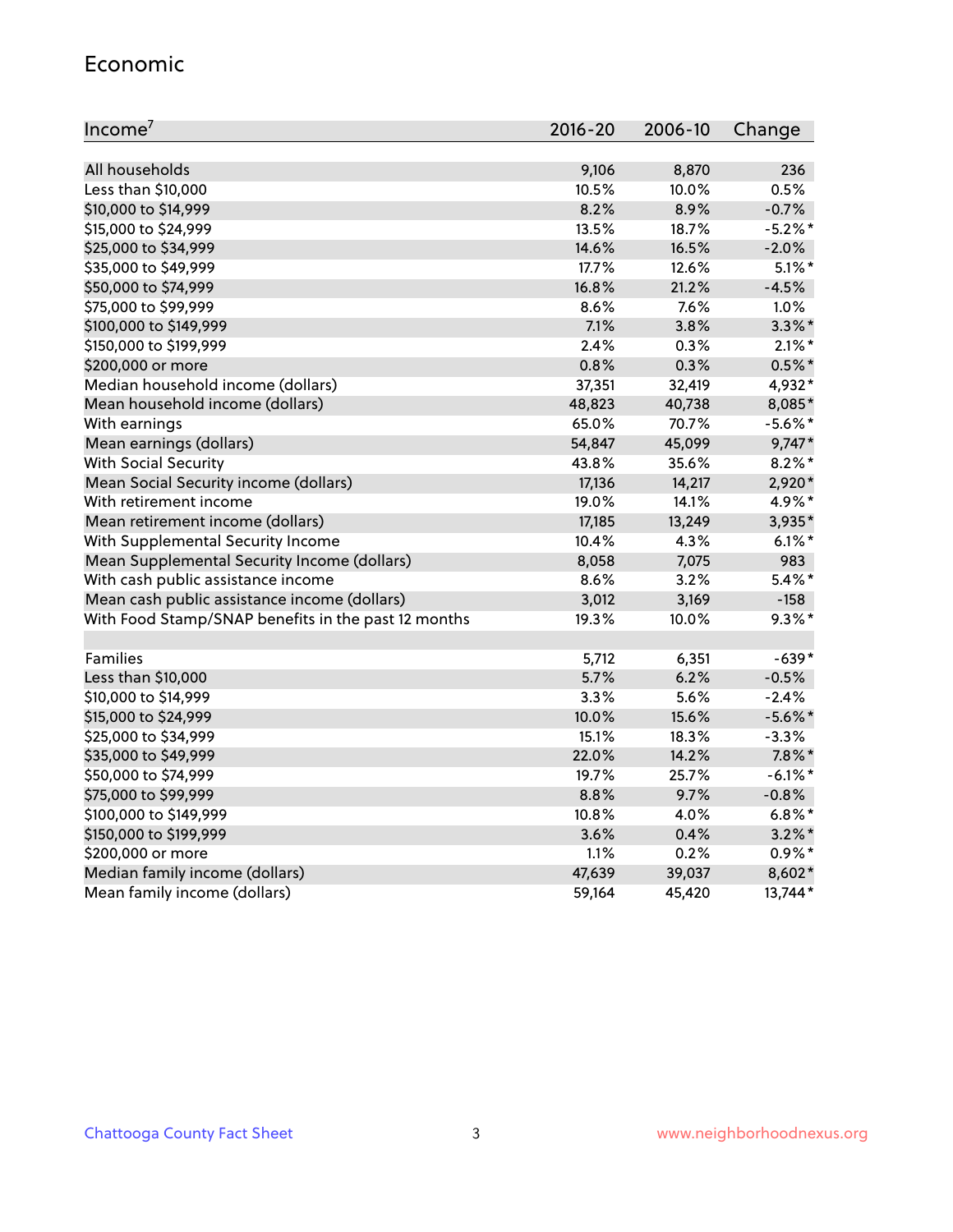## Economic

| Income[7] | 2016-20 | 2006-10 | Change |
|---|---|---|---|
| All households | 9,106 | 8,870 | 236 |
| Less than $10,000 | 10.5% | 10.0% | 0.5% |
| $10,000 to $14,999 | 8.2% | 8.9% | -0.7% |
| $15,000 to $24,999 | 13.5% | 18.7% | -5.2%* |
| $25,000 to $34,999 | 14.6% | 16.5% | -2.0% |
| $35,000 to $49,999 | 17.7% | 12.6% | 5.1%* |
| $50,000 to $74,999 | 16.8% | 21.2% | -4.5% |
| $75,000 to $99,999 | 8.6% | 7.6% | 1.0% |
| $100,000 to $149,999 | 7.1% | 3.8% | 3.3%* |
| $150,000 to $199,999 | 2.4% | 0.3% | 2.1%* |
| $200,000 or more | 0.8% | 0.3% | 0.5%* |
| Median household income (dollars) | 37,351 | 32,419 | 4,932* |
| Mean household income (dollars) | 48,823 | 40,738 | 8,085* |
| With earnings | 65.0% | 70.7% | -5.6%* |
| Mean earnings (dollars) | 54,847 | 45,099 | 9,747* |
| With Social Security | 43.8% | 35.6% | 8.2%* |
| Mean Social Security income (dollars) | 17,136 | 14,217 | 2,920* |
| With retirement income | 19.0% | 14.1% | 4.9%* |
| Mean retirement income (dollars) | 17,185 | 13,249 | 3,935* |
| With Supplemental Security Income | 10.4% | 4.3% | 6.1%* |
| Mean Supplemental Security Income (dollars) | 8,058 | 7,075 | 983 |
| With cash public assistance income | 8.6% | 3.2% | 5.4%* |
| Mean cash public assistance income (dollars) | 3,012 | 3,169 | -158 |
| With Food Stamp/SNAP benefits in the past 12 months | 19.3% | 10.0% | 9.3%* |
| | | | |
| Families | 5,712 | 6,351 | -639* |
| Less than $10,000 | 5.7% | 6.2% | -0.5% |
| $10,000 to $14,999 | 3.3% | 5.6% | -2.4% |
| $15,000 to $24,999 | 10.0% | 15.6% | -5.6%* |
| $25,000 to $34,999 | 15.1% | 18.3% | -3.3% |
| $35,000 to $49,999 | 22.0% | 14.2% | 7.8%* |
| $50,000 to $74,999 | 19.7% | 25.7% | -6.1%* |
| $75,000 to $99,999 | 8.8% | 9.7% | -0.8% |
| $100,000 to $149,999 | 10.8% | 4.0% | 6.8%* |
| $150,000 to $199,999 | 3.6% | 0.4% | 3.2%* |
| $200,000 or more | 1.1% | 0.2% | 0.9%* |
| Median family income (dollars) | 47,639 | 39,037 | 8,602* |
| Mean family income (dollars) | 59,164 | 45,420 | 13,744* |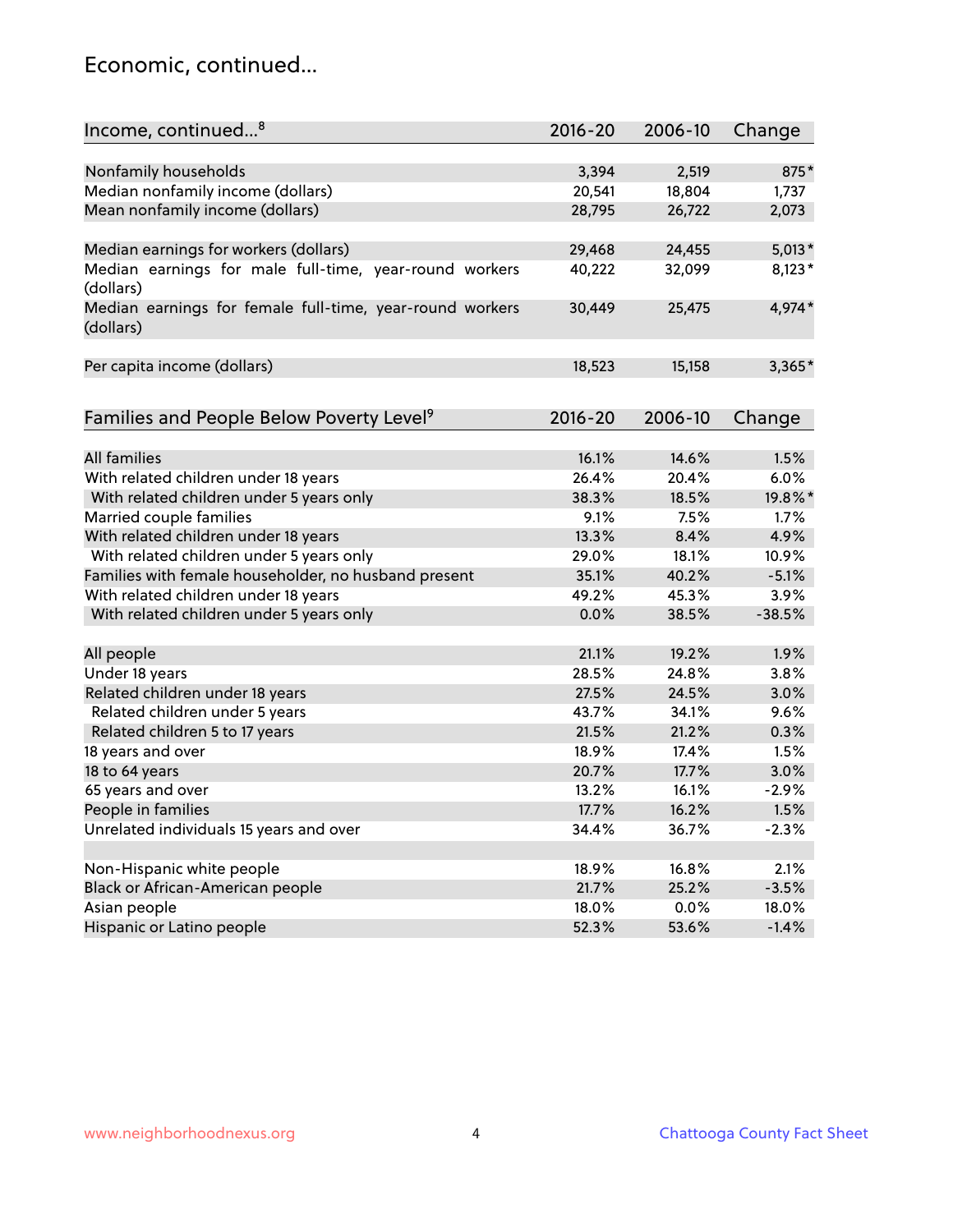## Economic, continued...

| Income, continued...[8] | 2016-20 | 2006-10 | Change |
|---|---|---|---|
| Nonfamily households | 3,394 | 2,519 | 875* |
| Median nonfamily income (dollars) | 20,541 | 18,804 | 1,737 |
| Mean nonfamily income (dollars) | 28,795 | 26,722 | 2,073 |
| Median earnings for workers (dollars) | 29,468 | 24,455 | 5,013* |
| Median earnings for male full-time, year-round workers (dollars) | 40,222 | 32,099 | 8,123* |
| Median earnings for female full-time, year-round workers (dollars) | 30,449 | 25,475 | 4,974* |
| Per capita income (dollars) | 18,523 | 15,158 | 3,365* |

| Families and People Below Poverty Level[9] | 2016-20 | 2006-10 | Change |
|---|---|---|---|
| All families | 16.1% | 14.6% | 1.5% |
| With related children under 18 years | 26.4% | 20.4% | 6.0% |
| With related children under 5 years only | 38.3% | 18.5% | 19.8%* |
| Married couple families | 9.1% | 7.5% | 1.7% |
| With related children under 18 years | 13.3% | 8.4% | 4.9% |
| With related children under 5 years only | 29.0% | 18.1% | 10.9% |
| Families with female householder, no husband present | 35.1% | 40.2% | -5.1% |
| With related children under 18 years | 49.2% | 45.3% | 3.9% |
| With related children under 5 years only | 0.0% | 38.5% | -38.5% |
| All people | 21.1% | 19.2% | 1.9% |
| Under 18 years | 28.5% | 24.8% | 3.8% |
| Related children under 18 years | 27.5% | 24.5% | 3.0% |
| Related children under 5 years | 43.7% | 34.1% | 9.6% |
| Related children 5 to 17 years | 21.5% | 21.2% | 0.3% |
| 18 years and over | 18.9% | 17.4% | 1.5% |
| 18 to 64 years | 20.7% | 17.7% | 3.0% |
| 65 years and over | 13.2% | 16.1% | -2.9% |
| People in families | 17.7% | 16.2% | 1.5% |
| Unrelated individuals 15 years and over | 34.4% | 36.7% | -2.3% |
| Non-Hispanic white people | 18.9% | 16.8% | 2.1% |
| Black or African-American people | 21.7% | 25.2% | -3.5% |
| Asian people | 18.0% | 0.0% | 18.0% |
| Hispanic or Latino people | 52.3% | 53.6% | -1.4% |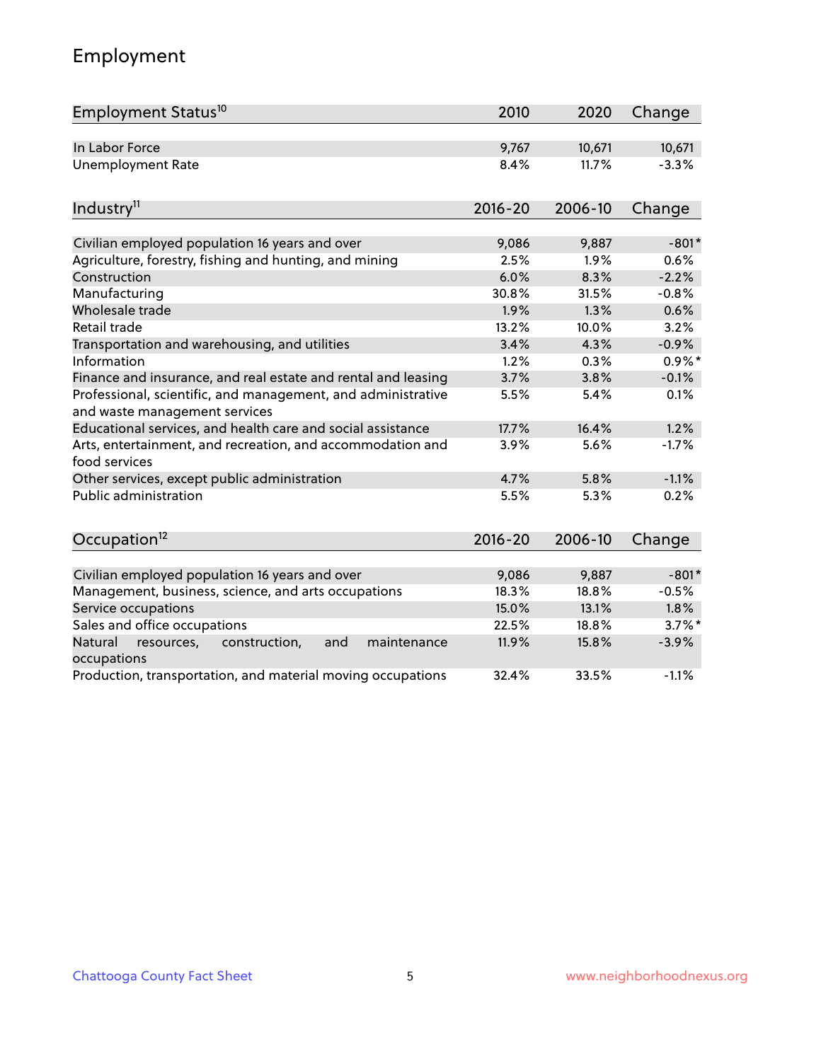## Employment

| Employment Status[10] | 2010 | 2020 | Change |
|---|---|---|---|
| In Labor Force | 9,767 | 10,671 | 10,671 |
| Unemployment Rate | 8.4% | 11.7% | -3.3% |

| Industry[11] | 2016-20 | 2006-10 | Change |
|---|---|---|---|
| Civilian employed population 16 years and over | 9,086 | 9,887 | -801* |
| Agriculture, forestry, fishing and hunting, and mining | 2.5% | 1.9% | 0.6% |
| Construction | 6.0% | 8.3% | -2.2% |
| Manufacturing | 30.8% | 31.5% | -0.8% |
| Wholesale trade | 1.9% | 1.3% | 0.6% |
| Retail trade | 13.2% | 10.0% | 3.2% |
| Transportation and warehousing, and utilities | 3.4% | 4.3% | -0.9% |
| Information | 1.2% | 0.3% | 0.9%* |
| Finance and insurance, and real estate and rental and leasing | 3.7% | 3.8% | -0.1% |
| Professional, scientific, and management, and administrative and waste management services | 5.5% | 5.4% | 0.1% |
| Educational services, and health care and social assistance | 17.7% | 16.4% | 1.2% |
| Arts, entertainment, and recreation, and accommodation and food services | 3.9% | 5.6% | -1.7% |
| Other services, except public administration | 4.7% | 5.8% | -1.1% |
| Public administration | 5.5% | 5.3% | 0.2% |

| Occupation[12] | 2016-20 | 2006-10 | Change |
|---|---|---|---|
| Civilian employed population 16 years and over | 9,086 | 9,887 | -801* |
| Management, business, science, and arts occupations | 18.3% | 18.8% | -0.5% |
| Service occupations | 15.0% | 13.1% | 1.8% |
| Sales and office occupations | 22.5% | 18.8% | 3.7%* |
| Natural resources, construction, and maintenance occupations | 11.9% | 15.8% | -3.9% |
| Production, transportation, and material moving occupations | 32.4% | 33.5% | -1.1% |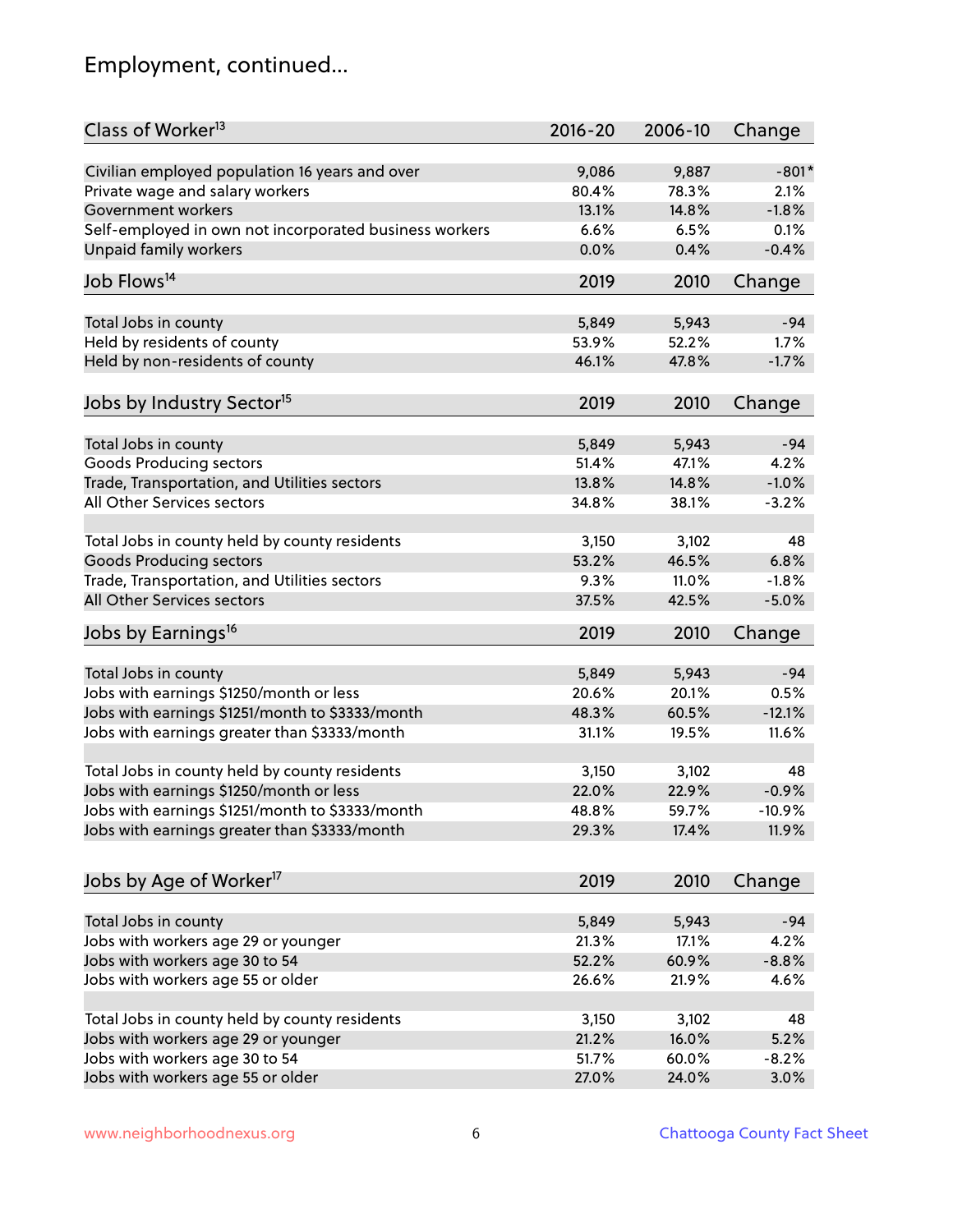# Employment, continued...

| Class of Worker[13] | 2016-20 | 2006-10 | Change |
|---|---|---|---|
| Civilian employed population 16 years and over | 9,086 | 9,887 | -801* |
| Private wage and salary workers | 80.4% | 78.3% | 2.1% |
| Government workers | 13.1% | 14.8% | -1.8% |
| Self-employed in own not incorporated business workers | 6.6% | 6.5% | 0.1% |
| Unpaid family workers | 0.0% | 0.4% | -0.4% |

| Job Flows[14] | 2019 | 2010 | Change |
|---|---|---|---|
| Total Jobs in county | 5,849 | 5,943 | -94 |
| Held by residents of county | 53.9% | 52.2% | 1.7% |
| Held by non-residents of county | 46.1% | 47.8% | -1.7% |

| Jobs by Industry Sector[15] | 2019 | 2010 | Change |
|---|---|---|---|
| Total Jobs in county | 5,849 | 5,943 | -94 |
| Goods Producing sectors | 51.4% | 47.1% | 4.2% |
| Trade, Transportation, and Utilities sectors | 13.8% | 14.8% | -1.0% |
| All Other Services sectors | 34.8% | 38.1% | -3.2% |
| | | | |
| Total Jobs in county held by county residents | 3,150 | 3,102 | 48 |
| Goods Producing sectors | 53.2% | 46.5% | 6.8% |
| Trade, Transportation, and Utilities sectors | 9.3% | 11.0% | -1.8% |
| All Other Services sectors | 37.5% | 42.5% | -5.0% |

| Jobs by Earnings[16] | 2019 | 2010 | Change |
|---|---|---|---|
| Total Jobs in county | 5,849 | 5,943 | -94 |
| Jobs with earnings $1250/month or less | 20.6% | 20.1% | 0.5% |
| Jobs with earnings $1251/month to $3333/month | 48.3% | 60.5% | -12.1% |
| Jobs with earnings greater than $3333/month | 31.1% | 19.5% | 11.6% |
| | | | |
| Total Jobs in county held by county residents | 3,150 | 3,102 | 48 |
| Jobs with earnings $1250/month or less | 22.0% | 22.9% | -0.9% |
| Jobs with earnings $1251/month to $3333/month | 48.8% | 59.7% | -10.9% |
| Jobs with earnings greater than $3333/month | 29.3% | 17.4% | 11.9% |

| Jobs by Age of Worker[17] | 2019 | 2010 | Change |
|---|---|---|---|
| Total Jobs in county | 5,849 | 5,943 | -94 |
| Jobs with workers age 29 or younger | 21.3% | 17.1% | 4.2% |
| Jobs with workers age 30 to 54 | 52.2% | 60.9% | -8.8% |
| Jobs with workers age 55 or older | 26.6% | 21.9% | 4.6% |
| | | | |
| Total Jobs in county held by county residents | 3,150 | 3,102 | 48 |
| Jobs with workers age 29 or younger | 21.2% | 16.0% | 5.2% |
| Jobs with workers age 30 to 54 | 51.7% | 60.0% | -8.2% |
| Jobs with workers age 55 or older | 27.0% | 24.0% | 3.0% |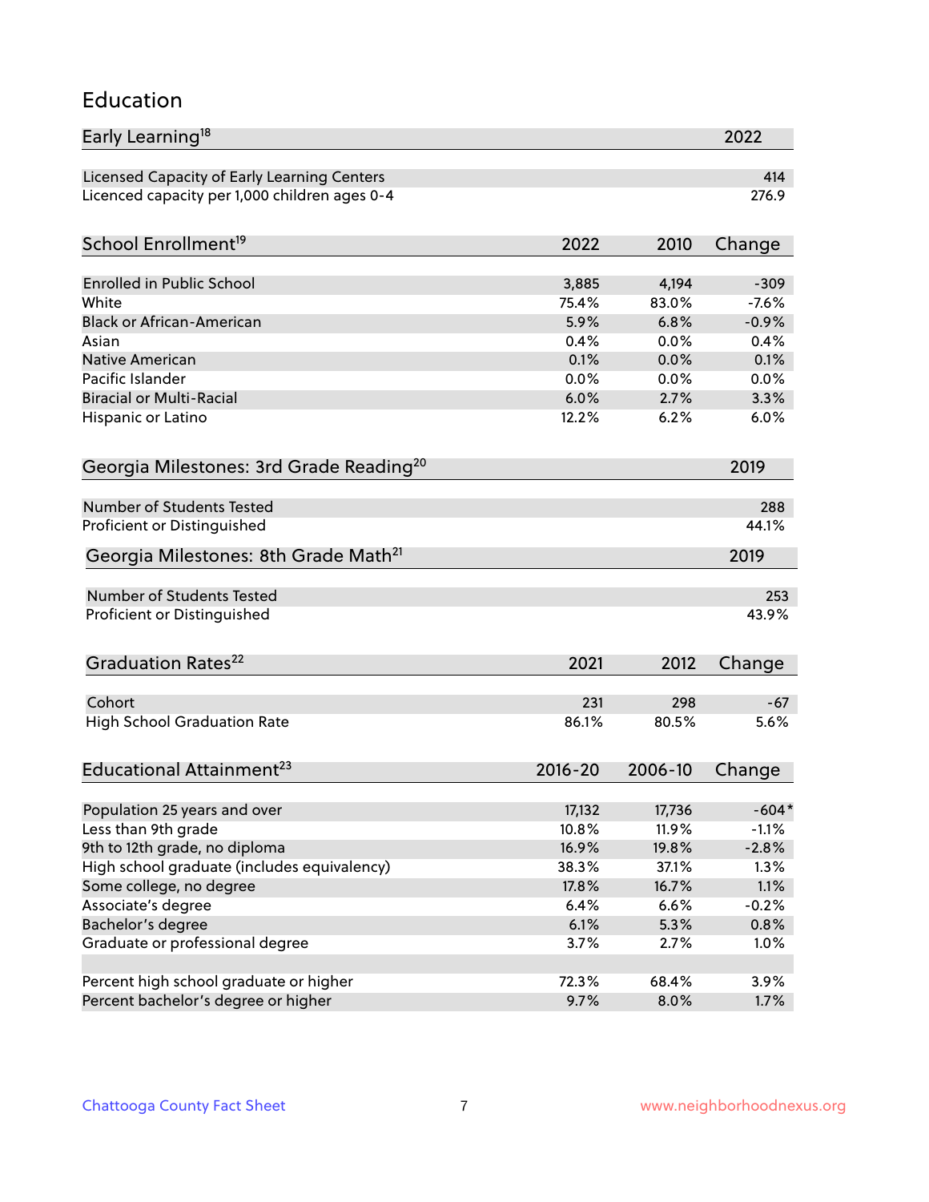## Education

| Early Learning[18] | 2022 |
|---|---|
| Licensed Capacity of Early Learning Centers | 414 |
| Licenced capacity per 1,000 children ages 0-4 | 276.9 |

| School Enrollment[19] | 2022 | 2010 | Change |
|---|---|---|---|
| Enrolled in Public School | 3,885 | 4,194 | -309 |
| White | 75.4% | 83.0% | -7.6% |
| Black or African-American | 5.9% | 6.8% | -0.9% |
| Asian | 0.4% | 0.0% | 0.4% |
| Native American | 0.1% | 0.0% | 0.1% |
| Pacific Islander | 0.0% | 0.0% | 0.0% |
| Biracial or Multi-Racial | 6.0% | 2.7% | 3.3% |
| Hispanic or Latino | 12.2% | 6.2% | 6.0% |

| Georgia Milestones: 3rd Grade Reading[20] | 2019 |
|---|---|
| Number of Students Tested | 288 |
| Proficient or Distinguished | 44.1% |

| Georgia Milestones: 8th Grade Math[21] | 2019 |
|---|---|
| Number of Students Tested | 253 |
| Proficient or Distinguished | 43.9% |

| Graduation Rates[22] | 2021 | 2012 | Change |
|---|---|---|---|
| Cohort | 231 | 298 | -67 |
| High School Graduation Rate | 86.1% | 80.5% | 5.6% |

| Educational Attainment[23] | 2016-20 | 2006-10 | Change |
|---|---|---|---|
| Population 25 years and over | 17,132 | 17,736 | -604* |
| Less than 9th grade | 10.8% | 11.9% | -1.1% |
| 9th to 12th grade, no diploma | 16.9% | 19.8% | -2.8% |
| High school graduate (includes equivalency) | 38.3% | 37.1% | 1.3% |
| Some college, no degree | 17.8% | 16.7% | 1.1% |
| Associate's degree | 6.4% | 6.6% | -0.2% |
| Bachelor's degree | 6.1% | 5.3% | 0.8% |
| Graduate or professional degree | 3.7% | 2.7% | 1.0% |
| | | | |
| Percent high school graduate or higher | 72.3% | 68.4% | 3.9% |
| Percent bachelor's degree or higher | 9.7% | 8.0% | 1.7% |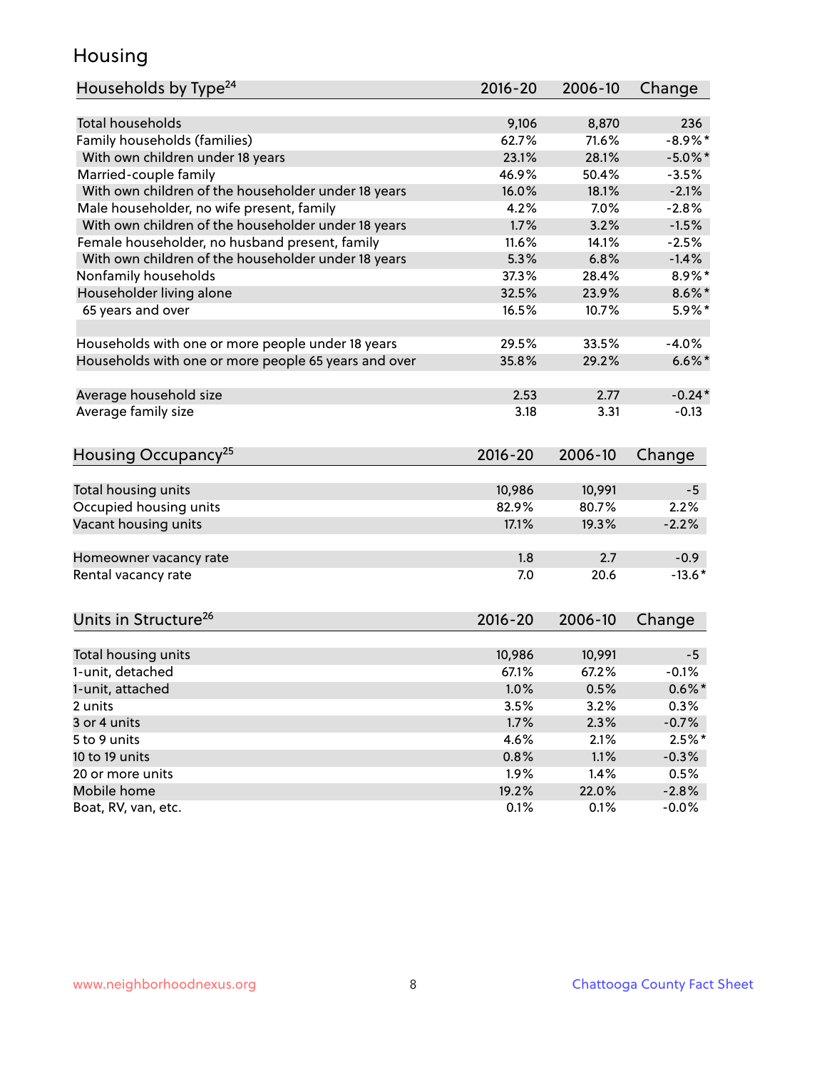# Housing

| Households by Type[24] | 2016-20 | 2006-10 | Change |
|---|---|---|---|
| Total households | 9,106 | 8,870 | 236 |
| Family households (families) | 62.7% | 71.6% | -8.9%* |
| With own children under 18 years | 23.1% | 28.1% | -5.0%* |
| Married-couple family | 46.9% | 50.4% | -3.5% |
| With own children of the householder under 18 years | 16.0% | 18.1% | -2.1% |
| Male householder, no wife present, family | 4.2% | 7.0% | -2.8% |
| With own children of the householder under 18 years | 1.7% | 3.2% | -1.5% |
| Female householder, no husband present, family | 11.6% | 14.1% | -2.5% |
| With own children of the householder under 18 years | 5.3% | 6.8% | -1.4% |
| Nonfamily households | 37.3% | 28.4% | 8.9%* |
| Householder living alone | 32.5% | 23.9% | 8.6%* |
| 65 years and over | 16.5% | 10.7% | 5.9%* |
| | | | |
| Households with one or more people under 18 years | 29.5% | 33.5% | -4.0% |
| Households with one or more people 65 years and over | 35.8% | 29.2% | 6.6%* |
| | | | |
| Average household size | 2.53 | 2.77 | -0.24* |
| Average family size | 3.18 | 3.31 | -0.13 |

| Housing Occupancy[25] | 2016-20 | 2006-10 | Change |
|---|---|---|---|
| Total housing units | 10,986 | 10,991 | -5 |
| Occupied housing units | 82.9% | 80.7% | 2.2% |
| Vacant housing units | 17.1% | 19.3% | -2.2% |
| | | | |
| Homeowner vacancy rate | 1.8 | 2.7 | -0.9 |
| Rental vacancy rate | 7.0 | 20.6 | -13.6* |

| Units in Structure[26] | 2016-20 | 2006-10 | Change |
|---|---|---|---|
| Total housing units | 10,986 | 10,991 | -5 |
| 1-unit, detached | 67.1% | 67.2% | -0.1% |
| 1-unit, attached | 1.0% | 0.5% | 0.6%* |
| 2 units | 3.5% | 3.2% | 0.3% |
| 3 or 4 units | 1.7% | 2.3% | -0.7% |
| 5 to 9 units | 4.6% | 2.1% | 2.5%* |
| 10 to 19 units | 0.8% | 1.1% | -0.3% |
| 20 or more units | 1.9% | 1.4% | 0.5% |
| Mobile home | 19.2% | 22.0% | -2.8% |
| Boat, RV, van, etc. | 0.1% | 0.1% | -0.0% |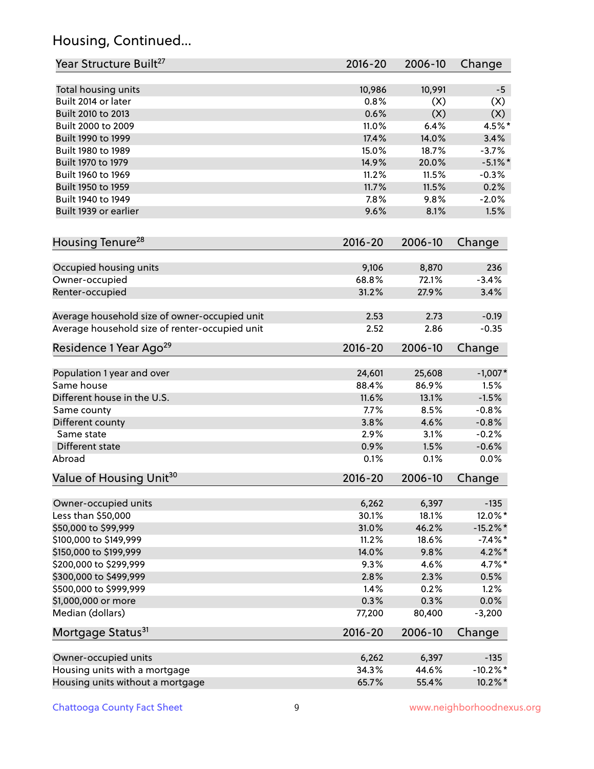## Housing, Continued...

| Year Structure Built[27] | 2016-20 | 2006-10 | Change |
|---|---|---|---|
| Total housing units | 10,986 | 10,991 | -5 |
| Built 2014 or later | 0.8% | (X) | (X) |
| Built 2010 to 2013 | 0.6% | (X) | (X) |
| Built 2000 to 2009 | 11.0% | 6.4% | 4.5%* |
| Built 1990 to 1999 | 17.4% | 14.0% | 3.4% |
| Built 1980 to 1989 | 15.0% | 18.7% | -3.7% |
| Built 1970 to 1979 | 14.9% | 20.0% | -5.1%* |
| Built 1960 to 1969 | 11.2% | 11.5% | -0.3% |
| Built 1950 to 1959 | 11.7% | 11.5% | 0.2% |
| Built 1940 to 1949 | 7.8% | 9.8% | -2.0% |
| Built 1939 or earlier | 9.6% | 8.1% | 1.5% |

| Housing Tenure[28] | 2016-20 | 2006-10 | Change |
|---|---|---|---|
| Occupied housing units | 9,106 | 8,870 | 236 |
| Owner-occupied | 68.8% | 72.1% | -3.4% |
| Renter-occupied | 31.2% | 27.9% | 3.4% |
| Average household size of owner-occupied unit | 2.53 | 2.73 | -0.19 |
| Average household size of renter-occupied unit | 2.52 | 2.86 | -0.35 |

| Residence 1 Year Ago[29] | 2016-20 | 2006-10 | Change |
|---|---|---|---|
| Population 1 year and over | 24,601 | 25,608 | -1,007* |
| Same house | 88.4% | 86.9% | 1.5% |
| Different house in the U.S. | 11.6% | 13.1% | -1.5% |
| Same county | 7.7% | 8.5% | -0.8% |
| Different county | 3.8% | 4.6% | -0.8% |
| Same state | 2.9% | 3.1% | -0.2% |
| Different state | 0.9% | 1.5% | -0.6% |
| Abroad | 0.1% | 0.1% | 0.0% |

| Value of Housing Unit[30] | 2016-20 | 2006-10 | Change |
|---|---|---|---|
| Owner-occupied units | 6,262 | 6,397 | -135 |
| Less than $50,000 | 30.1% | 18.1% | 12.0%* |
| $50,000 to $99,999 | 31.0% | 46.2% | -15.2%* |
| $100,000 to $149,999 | 11.2% | 18.6% | -7.4%* |
| $150,000 to $199,999 | 14.0% | 9.8% | 4.2%* |
| $200,000 to $299,999 | 9.3% | 4.6% | 4.7%* |
| $300,000 to $499,999 | 2.8% | 2.3% | 0.5% |
| $500,000 to $999,999 | 1.4% | 0.2% | 1.2% |
| $1,000,000 or more | 0.3% | 0.3% | 0.0% |
| Median (dollars) | 77,200 | 80,400 | -3,200 |

| Mortgage Status[31] | 2016-20 | 2006-10 | Change |
|---|---|---|---|
| Owner-occupied units | 6,262 | 6,397 | -135 |
| Housing units with a mortgage | 34.3% | 44.6% | -10.2%* |
| Housing units without a mortgage | 65.7% | 55.4% | 10.2%* |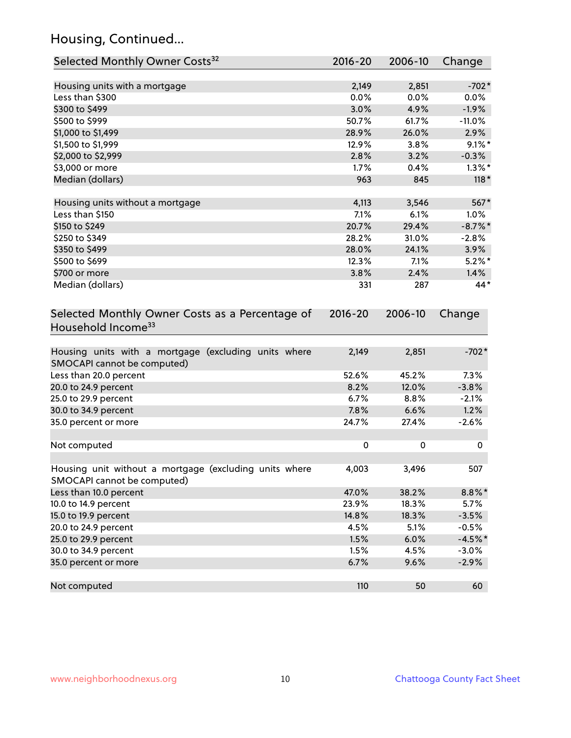## Housing, Continued...

| Selected Monthly Owner Costs[32] | 2016-20 | 2006-10 | Change |
|---|---|---|---|
| Housing units with a mortgage | 2,149 | 2,851 | -702* |
| Less than $300 | 0.0% | 0.0% | 0.0% |
| $300 to $499 | 3.0% | 4.9% | -1.9% |
| $500 to $999 | 50.7% | 61.7% | -11.0% |
| $1,000 to $1,499 | 28.9% | 26.0% | 2.9% |
| $1,500 to $1,999 | 12.9% | 3.8% | 9.1%* |
| $2,000 to $2,999 | 2.8% | 3.2% | -0.3% |
| $3,000 or more | 1.7% | 0.4% | 1.3%* |
| Median (dollars) | 963 | 845 | 118* |
| | | | |
| Housing units without a mortgage | 4,113 | 3,546 | 567* |
| Less than $150 | 7.1% | 6.1% | 1.0% |
| $150 to $249 | 20.7% | 29.4% | -8.7%* |
| $250 to $349 | 28.2% | 31.0% | -2.8% |
| $350 to $499 | 28.0% | 24.1% | 3.9% |
| $500 to $699 | 12.3% | 7.1% | 5.2%* |
| $700 or more | 3.8% | 2.4% | 1.4% |
| Median (dollars) | 331 | 287 | 44* |

| Selected Monthly Owner Costs as a Percentage of Household Income[33] | 2016-20 | 2006-10 | Change |
|---|---|---|---|
| Housing units with a mortgage (excluding units where SMOCAPI cannot be computed) | 2,149 | 2,851 | -702* |
| Less than 20.0 percent | 52.6% | 45.2% | 7.3% |
| 20.0 to 24.9 percent | 8.2% | 12.0% | -3.8% |
| 25.0 to 29.9 percent | 6.7% | 8.8% | -2.1% |
| 30.0 to 34.9 percent | 7.8% | 6.6% | 1.2% |
| 35.0 percent or more | 24.7% | 27.4% | -2.6% |
| | | | |
| Not computed | 0 | 0 | 0 |
| | | | |
| Housing unit without a mortgage (excluding units where SMOCAPI cannot be computed) | 4,003 | 3,496 | 507 |
| Less than 10.0 percent | 47.0% | 38.2% | 8.8%* |
| 10.0 to 14.9 percent | 23.9% | 18.3% | 5.7% |
| 15.0 to 19.9 percent | 14.8% | 18.3% | -3.5% |
| 20.0 to 24.9 percent | 4.5% | 5.1% | -0.5% |
| 25.0 to 29.9 percent | 1.5% | 6.0% | -4.5%* |
| 30.0 to 34.9 percent | 1.5% | 4.5% | -3.0% |
| 35.0 percent or more | 6.7% | 9.6% | -2.9% |
| | | | |
| Not computed | 110 | 50 | 60 |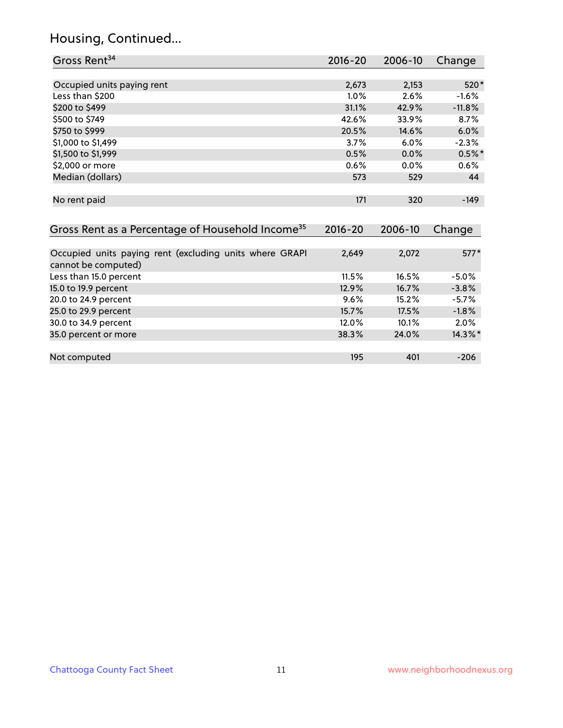## Housing, Continued...

| Gross Rent[34] | 2016-20 | 2006-10 | Change |
|---|---|---|---|
| Occupied units paying rent | 2,673 | 2,153 | 520* |
| Less than $200 | 1.0% | 2.6% | -1.6% |
| $200 to $499 | 31.1% | 42.9% | -11.8% |
| $500 to $749 | 42.6% | 33.9% | 8.7% |
| $750 to $999 | 20.5% | 14.6% | 6.0% |
| $1,000 to $1,499 | 3.7% | 6.0% | -2.3% |
| $1,500 to $1,999 | 0.5% | 0.0% | 0.5%* |
| $2,000 or more | 0.6% | 0.0% | 0.6% |
| Median (dollars) | 573 | 529 | 44 |
| No rent paid | 171 | 320 | -149 |

| Gross Rent as a Percentage of Household Income[35] | 2016-20 | 2006-10 | Change |
|---|---|---|---|
| Occupied units paying rent (excluding units where GRAPI cannot be computed) | 2,649 | 2,072 | 577* |
| Less than 15.0 percent | 11.5% | 16.5% | -5.0% |
| 15.0 to 19.9 percent | 12.9% | 16.7% | -3.8% |
| 20.0 to 24.9 percent | 9.6% | 15.2% | -5.7% |
| 25.0 to 29.9 percent | 15.7% | 17.5% | -1.8% |
| 30.0 to 34.9 percent | 12.0% | 10.1% | 2.0% |
| 35.0 percent or more | 38.3% | 24.0% | 14.3%* |
| Not computed | 195 | 401 | -206 |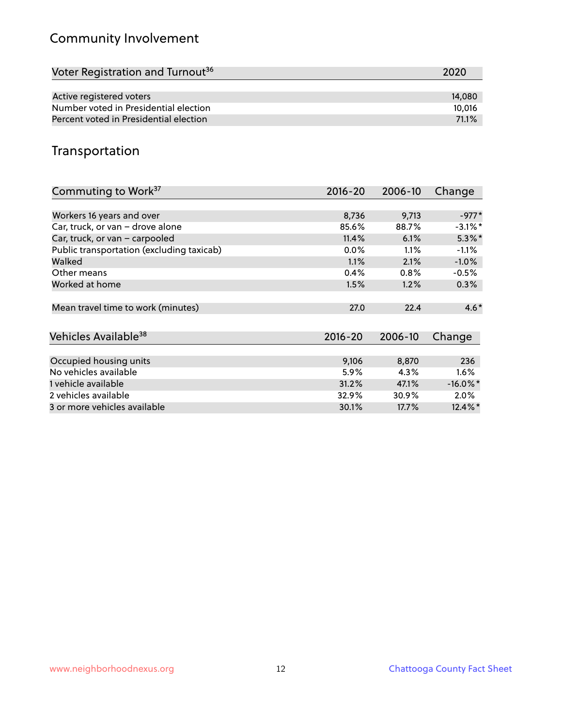## Community Involvement

| Voter Registration and Turnout[36] | 2020 |
|---|---|
| Active registered voters | 14,080 |
| Number voted in Presidential election | 10,016 |
| Percent voted in Presidential election | 71.1% |

## Transportation

| Commuting to Work[37] | 2016-20 | 2006-10 | Change |
|---|---|---|---|
| Workers 16 years and over | 8,736 | 9,713 | -977* |
| Car, truck, or van – drove alone | 85.6% | 88.7% | -3.1%* |
| Car, truck, or van – carpooled | 11.4% | 6.1% | 5.3%* |
| Public transportation (excluding taxicab) | 0.0% | 1.1% | -1.1% |
| Walked | 1.1% | 2.1% | -1.0% |
| Other means | 0.4% | 0.8% | -0.5% |
| Worked at home | 1.5% | 1.2% | 0.3% |
| Mean travel time to work (minutes) | 27.0 | 22.4 | 4.6* |

| Vehicles Available[38] | 2016-20 | 2006-10 | Change |
|---|---|---|---|
| Occupied housing units | 9,106 | 8,870 | 236 |
| No vehicles available | 5.9% | 4.3% | 1.6% |
| 1 vehicle available | 31.2% | 47.1% | -16.0%* |
| 2 vehicles available | 32.9% | 30.9% | 2.0% |
| 3 or more vehicles available | 30.1% | 17.7% | 12.4%* |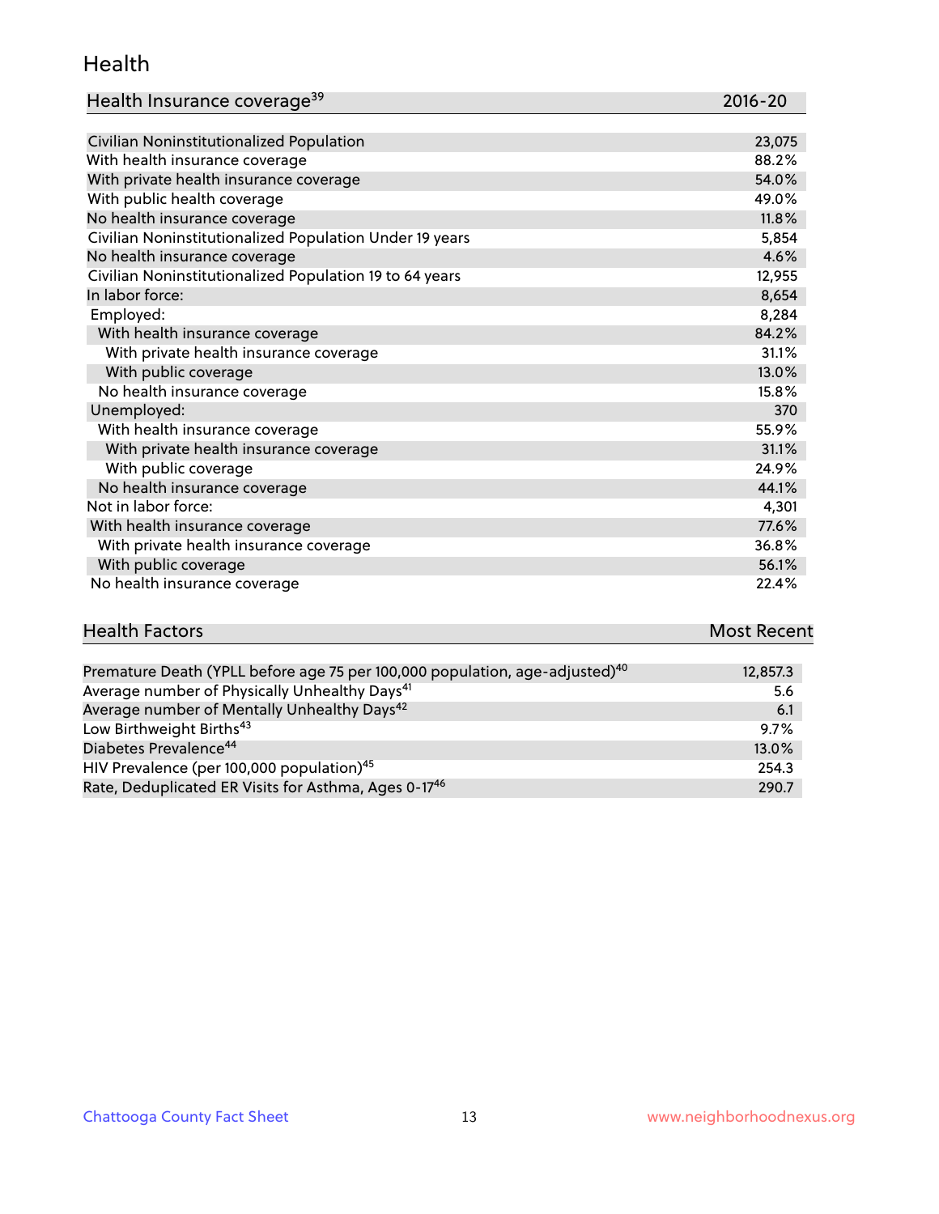## Health

| Health Insurance coverage[39] | 2016-20 |
|---|---|
| Civilian Noninstitutionalized Population | 23,075 |
| With health insurance coverage | 88.2% |
| With private health insurance coverage | 54.0% |
| With public health coverage | 49.0% |
| No health insurance coverage | 11.8% |
| Civilian Noninstitutionalized Population Under 19 years | 5,854 |
| No health insurance coverage | 4.6% |
| Civilian Noninstitutionalized Population 19 to 64 years | 12,955 |
| In labor force: | 8,654 |
| Employed: | 8,284 |
| With health insurance coverage | 84.2% |
| With private health insurance coverage | 31.1% |
| With public coverage | 13.0% |
| No health insurance coverage | 15.8% |
| Unemployed: | 370 |
| With health insurance coverage | 55.9% |
| With private health insurance coverage | 31.1% |
| With public coverage | 24.9% |
| No health insurance coverage | 44.1% |
| Not in labor force: | 4,301 |
| With health insurance coverage | 77.6% |
| With private health insurance coverage | 36.8% |
| With public coverage | 56.1% |
| No health insurance coverage | 22.4% |

| Health Factors | Most Recent |
|---|---|
| Premature Death (YPLL before age 75 per 100,000 population, age-adjusted)[40] | 12,857.3 |
| Average number of Physically Unhealthy Days[41] | 5.6 |
| Average number of Mentally Unhealthy Days[42] | 6.1 |
| Low Birthweight Births[43] | 9.7% |
| Diabetes Prevalence[44] | 13.0% |
| HIV Prevalence (per 100,000 population)[45] | 254.3 |
| Rate, Deduplicated ER Visits for Asthma, Ages 0-17[46] | 290.7 |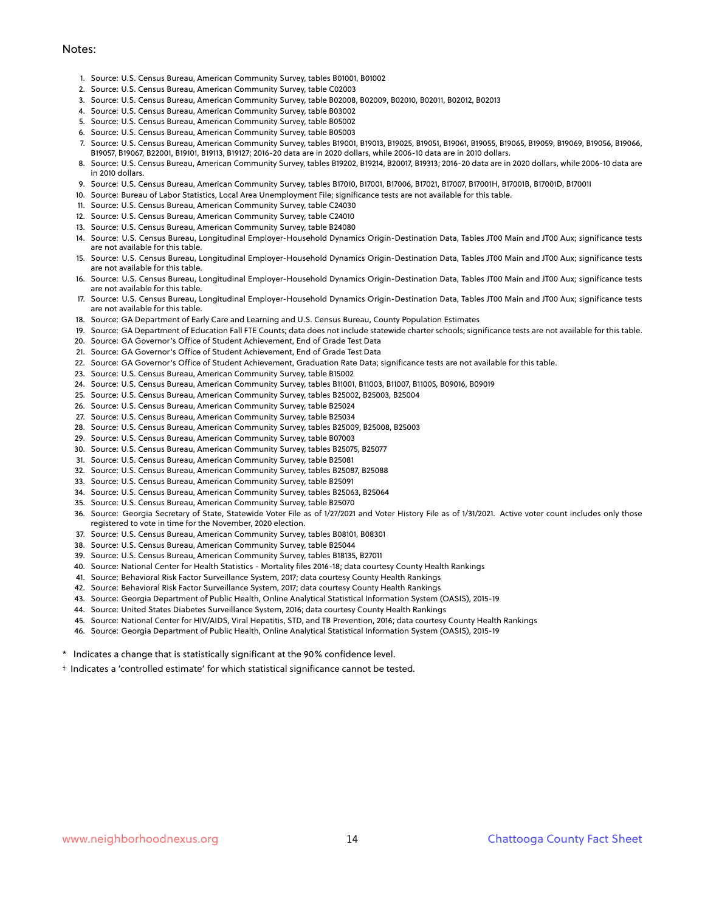Notes:

1. Source: U.S. Census Bureau, American Community Survey, tables B01001, B01002
2. Source: U.S. Census Bureau, American Community Survey, table C02003
3. Source: U.S. Census Bureau, American Community Survey, table B02008, B02009, B02010, B02011, B02012, B02013
4. Source: U.S. Census Bureau, American Community Survey, table B03002
5. Source: U.S. Census Bureau, American Community Survey, table B05002
6. Source: U.S. Census Bureau, American Community Survey, table B05003
7. Source: U.S. Census Bureau, American Community Survey, tables B19001, B19013, B19025, B19051, B19061, B19055, B19065, B19059, B19069, B19056, B19066, B19057, B19067, B22001, B19101, B19113, B19127; 2016-20 data are in 2020 dollars, while 2006-10 data are in 2010 dollars.
8. Source: U.S. Census Bureau, American Community Survey, tables B19202, B19214, B20017, B19313; 2016-20 data are in 2020 dollars, while 2006-10 data are in 2010 dollars.
9. Source: U.S. Census Bureau, American Community Survey, tables B17010, B17001, B17006, B17021, B17007, B17001H, B17001B, B17001D, B17001I
10. Source: Bureau of Labor Statistics, Local Area Unemployment File; significance tests are not available for this table.
11. Source: U.S. Census Bureau, American Community Survey, table C24030
12. Source: U.S. Census Bureau, American Community Survey, table C24010
13. Source: U.S. Census Bureau, American Community Survey, table B24080
14. Source: U.S. Census Bureau, Longitudinal Employer-Household Dynamics Origin-Destination Data, Tables JT00 Main and JT00 Aux; significance tests are not available for this table.
15. Source: U.S. Census Bureau, Longitudinal Employer-Household Dynamics Origin-Destination Data, Tables JT00 Main and JT00 Aux; significance tests are not available for this table.
16. Source: U.S. Census Bureau, Longitudinal Employer-Household Dynamics Origin-Destination Data, Tables JT00 Main and JT00 Aux; significance tests are not available for this table.
17. Source: U.S. Census Bureau, Longitudinal Employer-Household Dynamics Origin-Destination Data, Tables JT00 Main and JT00 Aux; significance tests are not available for this table.
18. Source: GA Department of Early Care and Learning and U.S. Census Bureau, County Population Estimates
19. Source: GA Department of Education Fall FTE Counts; data does not include statewide charter schools; significance tests are not available for this table.
20. Source: GA Governor's Office of Student Achievement, End of Grade Test Data
21. Source: GA Governor's Office of Student Achievement, End of Grade Test Data
22. Source: GA Governor's Office of Student Achievement, Graduation Rate Data; significance tests are not available for this table.
23. Source: U.S. Census Bureau, American Community Survey, table B15002
24. Source: U.S. Census Bureau, American Community Survey, tables B11001, B11003, B11007, B11005, B09016, B09019
25. Source: U.S. Census Bureau, American Community Survey, tables B25002, B25003, B25004
26. Source: U.S. Census Bureau, American Community Survey, table B25024
27. Source: U.S. Census Bureau, American Community Survey, table B25034
28. Source: U.S. Census Bureau, American Community Survey, tables B25009, B25008, B25003
29. Source: U.S. Census Bureau, American Community Survey, table B07003
30. Source: U.S. Census Bureau, American Community Survey, tables B25075, B25077
31. Source: U.S. Census Bureau, American Community Survey, table B25081
32. Source: U.S. Census Bureau, American Community Survey, tables B25087, B25088
33. Source: U.S. Census Bureau, American Community Survey, table B25091
34. Source: U.S. Census Bureau, American Community Survey, tables B25063, B25064
35. Source: U.S. Census Bureau, American Community Survey, table B25070
36. Source: Georgia Secretary of State, Statewide Voter File as of 1/27/2021 and Voter History File as of 1/31/2021. Active voter count includes only those registered to vote in time for the November, 2020 election.
37. Source: U.S. Census Bureau, American Community Survey, tables B08101, B08301
38. Source: U.S. Census Bureau, American Community Survey, table B25044
39. Source: U.S. Census Bureau, American Community Survey, tables B18135, B27011
40. Source: National Center for Health Statistics - Mortality files 2016-18; data courtesy County Health Rankings
41. Source: Behavioral Risk Factor Surveillance System, 2017; data courtesy County Health Rankings
42. Source: Behavioral Risk Factor Surveillance System, 2017; data courtesy County Health Rankings
43. Source: Georgia Department of Public Health, Online Analytical Statistical Information System (OASIS), 2015-19
44. Source: United States Diabetes Surveillance System, 2016; data courtesy County Health Rankings
45. Source: National Center for HIV/AIDS, Viral Hepatitis, STD, and TB Prevention, 2016; data courtesy County Health Rankings
46. Source: Georgia Department of Public Health, Online Analytical Statistical Information System (OASIS), 2015-19

\* Indicates a change that is statistically significant at the 90% confidence level.

† Indicates a 'controlled estimate' for which statistical significance cannot be tested.